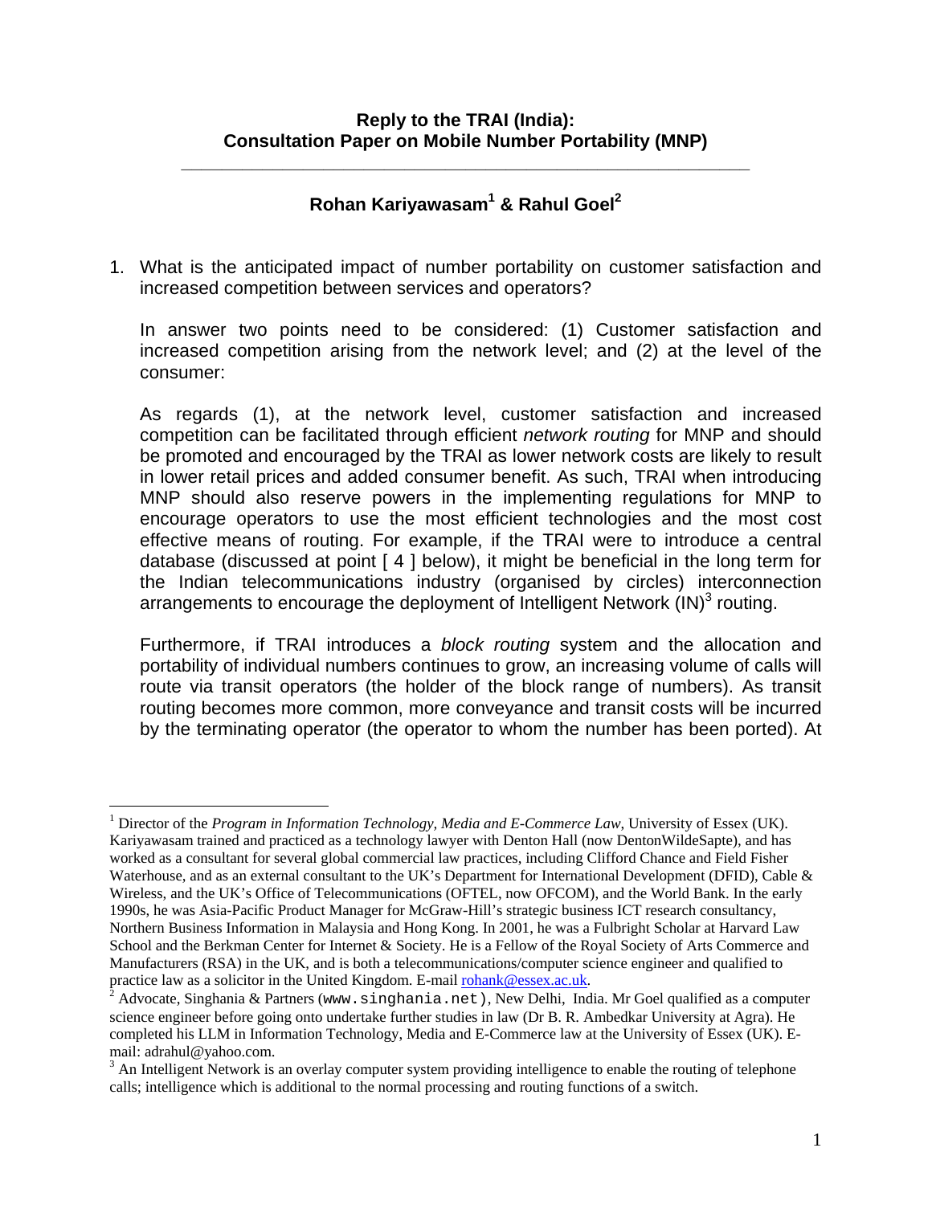## Reply to the TRAI (India): Consultation Paper on Mobile Number Portability (MNP)

---

### Rohan Kariyawasam[1] & Rahul Goel[2]

1. What is the anticipated impact of number portability on customer satisfaction and increased competition between services and operators?

   In answer two points need to be considered: (1) Customer satisfaction and increased competition arising from the network level; and (2) at the level of the consumer:

   As regards (1), at the network level, customer satisfaction and increased competition can be facilitated through efficient *network routing* for MNP and should be promoted and encouraged by the TRAI as lower network costs are likely to result in lower retail prices and added consumer benefit. As such, TRAI when introducing MNP should also reserve powers in the implementing regulations for MNP to encourage operators to use the most efficient technologies and the most cost effective means of routing. For example, if the TRAI were to introduce a central database (discussed at point [ 4 ] below), it might be beneficial in the long term for the Indian telecommunications industry (organised by circles) interconnection arrangements to encourage the deployment of Intelligent Network (IN)[3] routing.

   Furthermore, if TRAI introduces a *block routing* system and the allocation and portability of individual numbers continues to grow, an increasing volume of calls will route via transit operators (the holder of the block range of numbers). As transit routing becomes more common, more conveyance and transit costs will be incurred by the terminating operator (the operator to whom the number has been ported). At

---

[1] Director of the *Program in Information Technology, Media and E-Commerce Law*, University of Essex (UK). Kariyawasam trained and practiced as a technology lawyer with Denton Hall (now DentonWildeSapte), and has worked as a consultant for several global commercial law practices, including Clifford Chance and Field Fisher Waterhouse, and as an external consultant to the UK's Department for International Development (DFID), Cable & Wireless, and the UK's Office of Telecommunications (OFTEL, now OFCOM), and the World Bank. In the early 1990s, he was Asia-Pacific Product Manager for McGraw-Hill's strategic business ICT research consultancy, Northern Business Information in Malaysia and Hong Kong. In 2001, he was a Fulbright Scholar at Harvard Law School and the Berkman Center for Internet & Society. He is a Fellow of the Royal Society of Arts Commerce and Manufacturers (RSA) in the UK, and is both a telecommunications/computer science engineer and qualified to practice law as a solicitor in the United Kingdom. E-mail rohank@essex.ac.uk.

[2] Advocate, Singhania & Partners (`www.singhania.net`), New Delhi, India. Mr Goel qualified as a computer science engineer before going onto undertake further studies in law (Dr B. R. Ambedkar University at Agra). He completed his LLM in Information Technology, Media and E-Commerce law at the University of Essex (UK). E-mail: adrahul@yahoo.com.

[3] An Intelligent Network is an overlay computer system providing intelligence to enable the routing of telephone calls; intelligence which is additional to the normal processing and routing functions of a switch.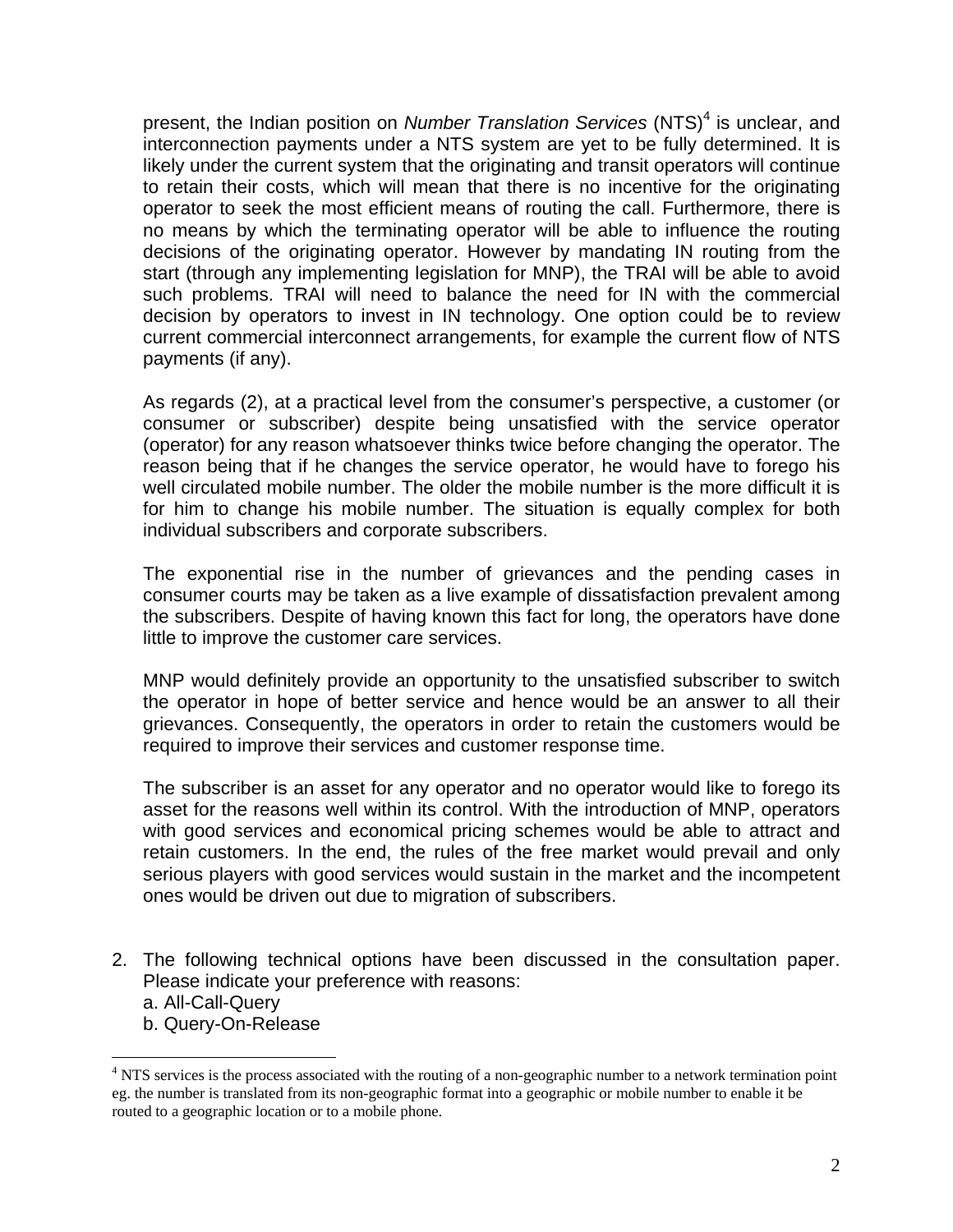present, the Indian position on *Number Translation Services* (NTS)[4] is unclear, and interconnection payments under a NTS system are yet to be fully determined. It is likely under the current system that the originating and transit operators will continue to retain their costs, which will mean that there is no incentive for the originating operator to seek the most efficient means of routing the call. Furthermore, there is no means by which the terminating operator will be able to influence the routing decisions of the originating operator. However by mandating IN routing from the start (through any implementing legislation for MNP), the TRAI will be able to avoid such problems. TRAI will need to balance the need for IN with the commercial decision by operators to invest in IN technology. One option could be to review current commercial interconnect arrangements, for example the current flow of NTS payments (if any).

As regards (2), at a practical level from the consumer's perspective, a customer (or consumer or subscriber) despite being unsatisfied with the service operator (operator) for any reason whatsoever thinks twice before changing the operator. The reason being that if he changes the service operator, he would have to forego his well circulated mobile number. The older the mobile number is the more difficult it is for him to change his mobile number. The situation is equally complex for both individual subscribers and corporate subscribers.

The exponential rise in the number of grievances and the pending cases in consumer courts may be taken as a live example of dissatisfaction prevalent among the subscribers. Despite of having known this fact for long, the operators have done little to improve the customer care services.

MNP would definitely provide an opportunity to the unsatisfied subscriber to switch the operator in hope of better service and hence would be an answer to all their grievances. Consequently, the operators in order to retain the customers would be required to improve their services and customer response time.

The subscriber is an asset for any operator and no operator would like to forego its asset for the reasons well within its control. With the introduction of MNP, operators with good services and economical pricing schemes would be able to attract and retain customers. In the end, the rules of the free market would prevail and only serious players with good services would sustain in the market and the incompetent ones would be driven out due to migration of subscribers.

2. The following technical options have been discussed in the consultation paper. Please indicate your preference with reasons:
   a. All-Call-Query
   b. Query-On-Release

[4] NTS services is the process associated with the routing of a non-geographic number to a network termination point eg. the number is translated from its non-geographic format into a geographic or mobile number to enable it be routed to a geographic location or to a mobile phone.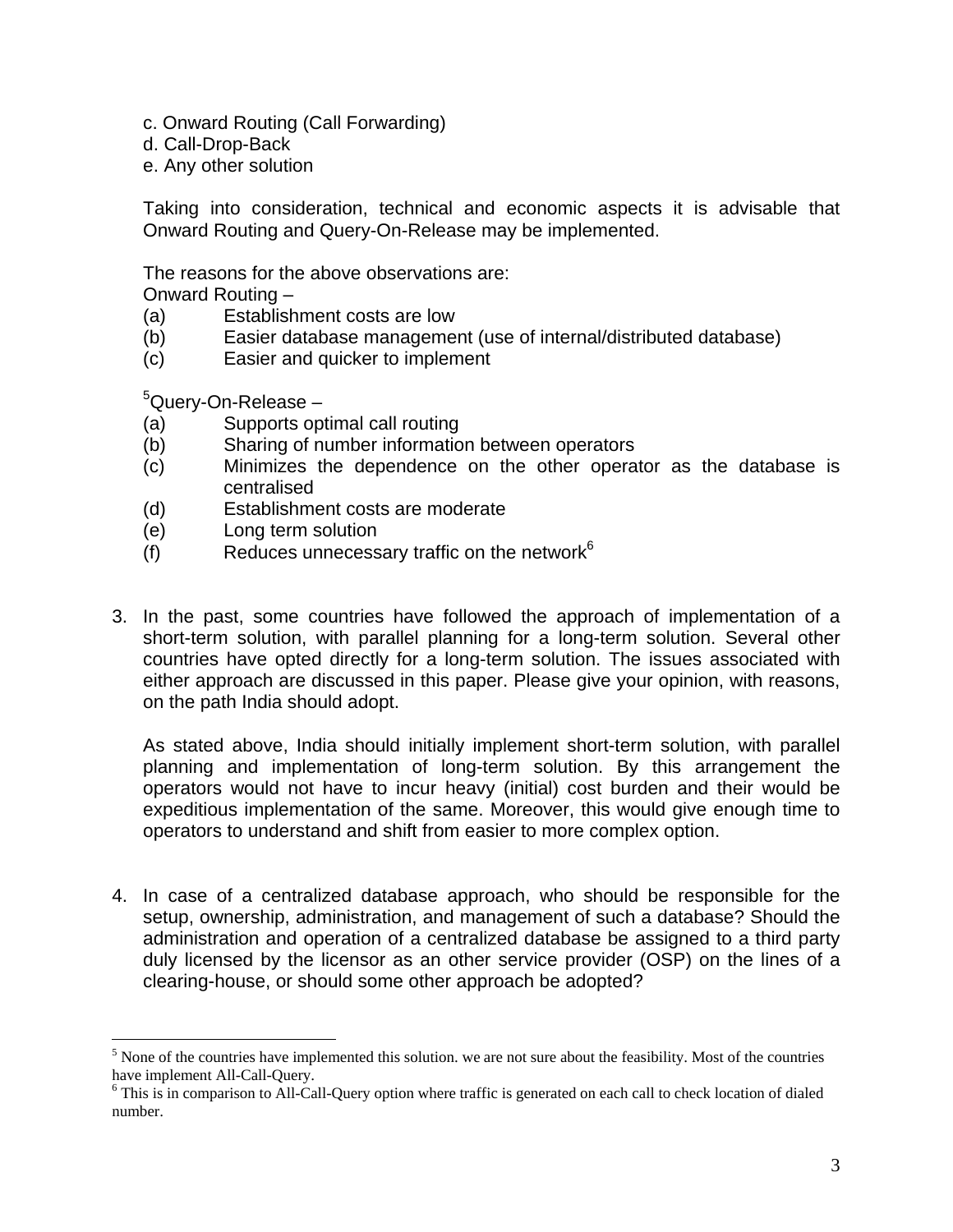c. Onward Routing (Call Forwarding)
d. Call-Drop-Back
e. Any other solution

Taking into consideration, technical and economic aspects it is advisable that Onward Routing and Query-On-Release may be implemented.

The reasons for the above observations are:
Onward Routing –

(a) Establishment costs are low
(b) Easier database management (use of internal/distributed database)
(c) Easier and quicker to implement

[5]Query-On-Release –

(a) Supports optimal call routing
(b) Sharing of number information between operators
(c) Minimizes the dependence on the other operator as the database is centralised
(d) Establishment costs are moderate
(e) Long term solution
(f) Reduces unnecessary traffic on the network[6]

3. In the past, some countries have followed the approach of implementation of a short-term solution, with parallel planning for a long-term solution. Several other countries have opted directly for a long-term solution. The issues associated with either approach are discussed in this paper. Please give your opinion, with reasons, on the path India should adopt.

   As stated above, India should initially implement short-term solution, with parallel planning and implementation of long-term solution. By this arrangement the operators would not have to incur heavy (initial) cost burden and their would be expeditious implementation of the same. Moreover, this would give enough time to operators to understand and shift from easier to more complex option.

4. In case of a centralized database approach, who should be responsible for the setup, ownership, administration, and management of such a database? Should the administration and operation of a centralized database be assigned to a third party duly licensed by the licensor as an other service provider (OSP) on the lines of a clearing-house, or should some other approach be adopted?

---

[5] None of the countries have implemented this solution. we are not sure about the feasibility. Most of the countries have implement All-Call-Query.

[6] This is in comparison to All-Call-Query option where traffic is generated on each call to check location of dialed number.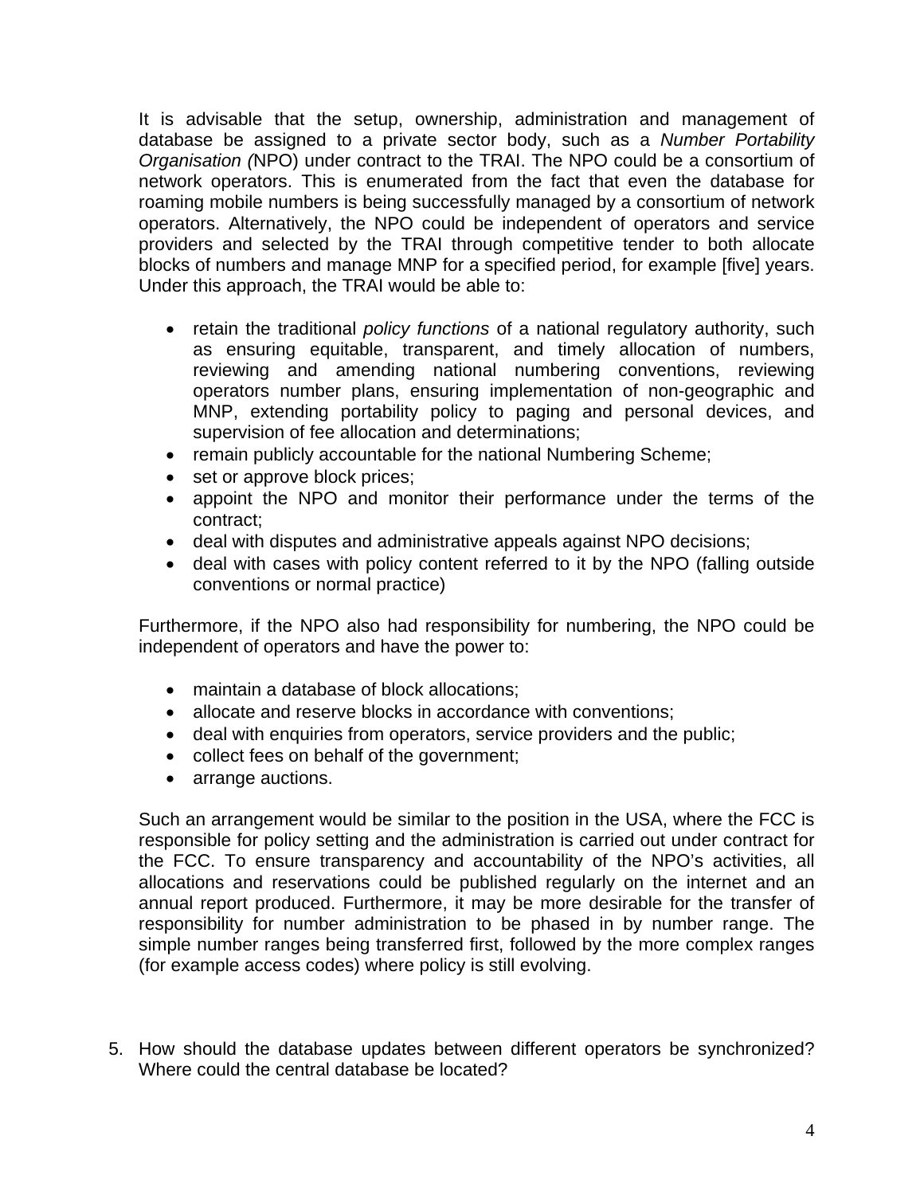It is advisable that the setup, ownership, administration and management of database be assigned to a private sector body, such as a *Number Portability Organisation (*NPO) under contract to the TRAI. The NPO could be a consortium of network operators. This is enumerated from the fact that even the database for roaming mobile numbers is being successfully managed by a consortium of network operators. Alternatively, the NPO could be independent of operators and service providers and selected by the TRAI through competitive tender to both allocate blocks of numbers and manage MNP for a specified period, for example [five] years. Under this approach, the TRAI would be able to:

- retain the traditional *policy functions* of a national regulatory authority, such as ensuring equitable, transparent, and timely allocation of numbers, reviewing and amending national numbering conventions, reviewing operators number plans, ensuring implementation of non-geographic and MNP, extending portability policy to paging and personal devices, and supervision of fee allocation and determinations;
- remain publicly accountable for the national Numbering Scheme;
- set or approve block prices;
- appoint the NPO and monitor their performance under the terms of the contract;
- deal with disputes and administrative appeals against NPO decisions;
- deal with cases with policy content referred to it by the NPO (falling outside conventions or normal practice)

Furthermore, if the NPO also had responsibility for numbering, the NPO could be independent of operators and have the power to:

- maintain a database of block allocations;
- allocate and reserve blocks in accordance with conventions;
- deal with enquiries from operators, service providers and the public;
- collect fees on behalf of the government;
- arrange auctions.

Such an arrangement would be similar to the position in the USA, where the FCC is responsible for policy setting and the administration is carried out under contract for the FCC. To ensure transparency and accountability of the NPO's activities, all allocations and reservations could be published regularly on the internet and an annual report produced. Furthermore, it may be more desirable for the transfer of responsibility for number administration to be phased in by number range. The simple number ranges being transferred first, followed by the more complex ranges (for example access codes) where policy is still evolving.

5. How should the database updates between different operators be synchronized? Where could the central database be located?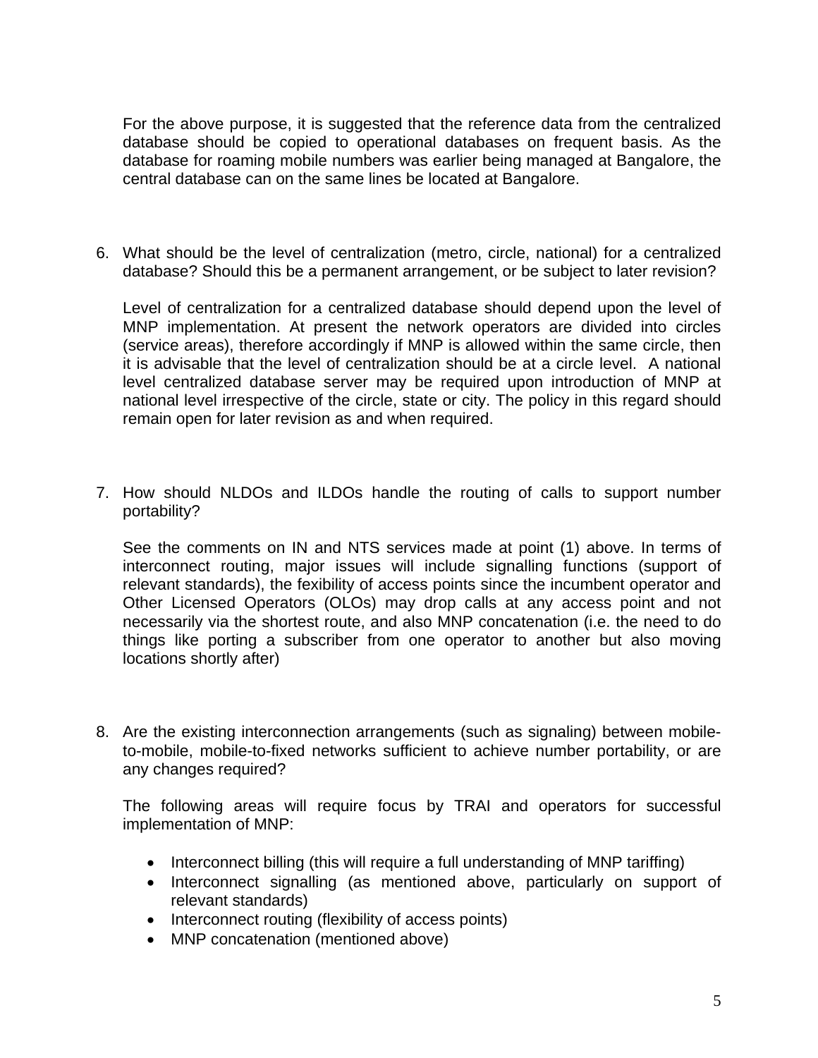For the above purpose, it is suggested that the reference data from the centralized database should be copied to operational databases on frequent basis. As the database for roaming mobile numbers was earlier being managed at Bangalore, the central database can on the same lines be located at Bangalore.

6. What should be the level of centralization (metro, circle, national) for a centralized database? Should this be a permanent arrangement, or be subject to later revision?

   Level of centralization for a centralized database should depend upon the level of MNP implementation. At present the network operators are divided into circles (service areas), therefore accordingly if MNP is allowed within the same circle, then it is advisable that the level of centralization should be at a circle level. A national level centralized database server may be required upon introduction of MNP at national level irrespective of the circle, state or city. The policy in this regard should remain open for later revision as and when required.

7. How should NLDOs and ILDOs handle the routing of calls to support number portability?

   See the comments on IN and NTS services made at point (1) above. In terms of interconnect routing, major issues will include signalling functions (support of relevant standards), the fexibility of access points since the incumbent operator and Other Licensed Operators (OLOs) may drop calls at any access point and not necessarily via the shortest route, and also MNP concatenation (i.e. the need to do things like porting a subscriber from one operator to another but also moving locations shortly after)

8. Are the existing interconnection arrangements (such as signaling) between mobile-to-mobile, mobile-to-fixed networks sufficient to achieve number portability, or are any changes required?

   The following areas will require focus by TRAI and operators for successful implementation of MNP:

   - Interconnect billing (this will require a full understanding of MNP tariffing)
   - Interconnect signalling (as mentioned above, particularly on support of relevant standards)
   - Interconnect routing (flexibility of access points)
   - MNP concatenation (mentioned above)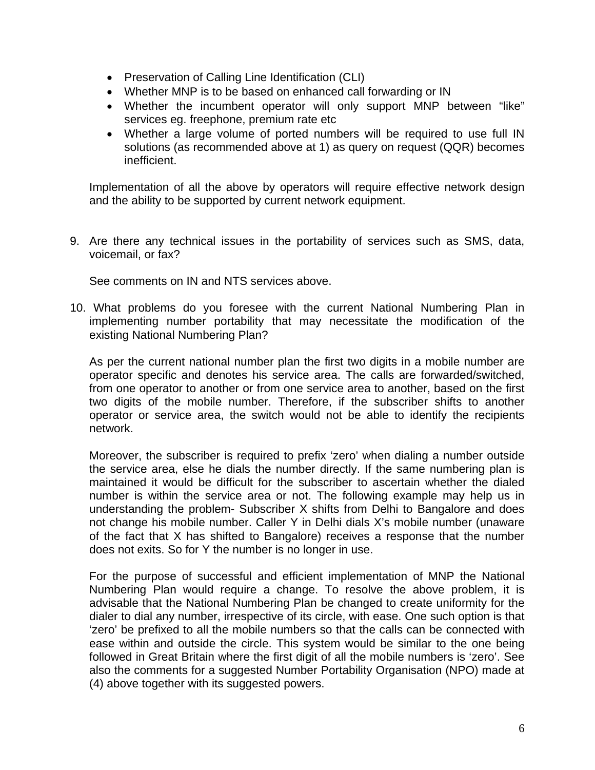- Preservation of Calling Line Identification (CLI)
- Whether MNP is to be based on enhanced call forwarding or IN
- Whether the incumbent operator will only support MNP between "like" services eg. freephone, premium rate etc
- Whether a large volume of ported numbers will be required to use full IN solutions (as recommended above at 1) as query on request (QQR) becomes inefficient.

Implementation of all the above by operators will require effective network design and the ability to be supported by current network equipment.

9. Are there any technical issues in the portability of services such as SMS, data, voicemail, or fax?

   See comments on IN and NTS services above.

10. What problems do you foresee with the current National Numbering Plan in implementing number portability that may necessitate the modification of the existing National Numbering Plan?

    As per the current national number plan the first two digits in a mobile number are operator specific and denotes his service area. The calls are forwarded/switched, from one operator to another or from one service area to another, based on the first two digits of the mobile number. Therefore, if the subscriber shifts to another operator or service area, the switch would not be able to identify the recipients network.

    Moreover, the subscriber is required to prefix 'zero' when dialing a number outside the service area, else he dials the number directly. If the same numbering plan is maintained it would be difficult for the subscriber to ascertain whether the dialed number is within the service area or not. The following example may help us in understanding the problem- Subscriber X shifts from Delhi to Bangalore and does not change his mobile number. Caller Y in Delhi dials X's mobile number (unaware of the fact that X has shifted to Bangalore) receives a response that the number does not exits. So for Y the number is no longer in use.

    For the purpose of successful and efficient implementation of MNP the National Numbering Plan would require a change. To resolve the above problem, it is advisable that the National Numbering Plan be changed to create uniformity for the dialer to dial any number, irrespective of its circle, with ease. One such option is that 'zero' be prefixed to all the mobile numbers so that the calls can be connected with ease within and outside the circle. This system would be similar to the one being followed in Great Britain where the first digit of all the mobile numbers is 'zero'. See also the comments for a suggested Number Portability Organisation (NPO) made at (4) above together with its suggested powers.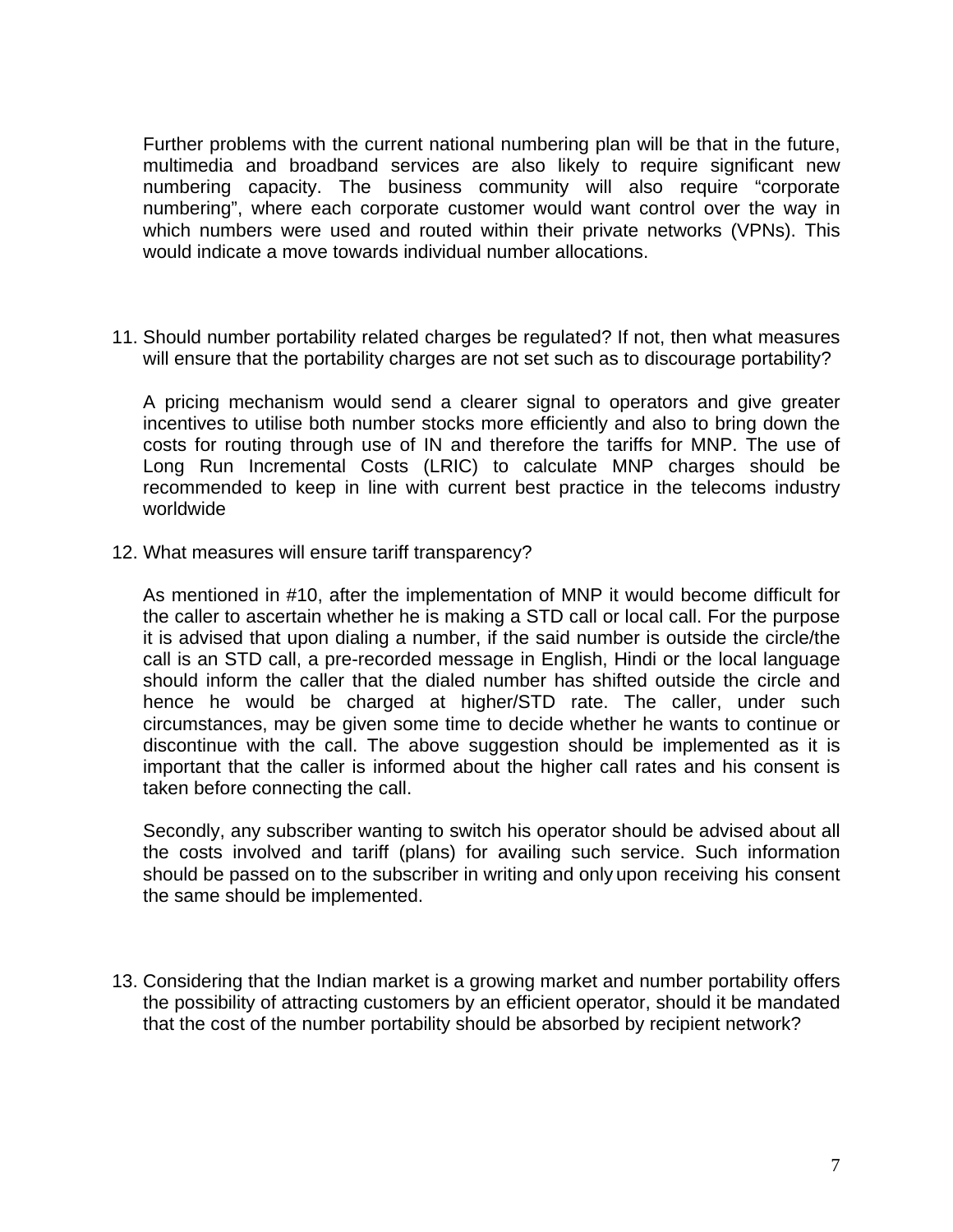Further problems with the current national numbering plan will be that in the future, multimedia and broadband services are also likely to require significant new numbering capacity. The business community will also require "corporate numbering", where each corporate customer would want control over the way in which numbers were used and routed within their private networks (VPNs). This would indicate a move towards individual number allocations.

11. Should number portability related charges be regulated? If not, then what measures will ensure that the portability charges are not set such as to discourage portability?

    A pricing mechanism would send a clearer signal to operators and give greater incentives to utilise both number stocks more efficiently and also to bring down the costs for routing through use of IN and therefore the tariffs for MNP. The use of Long Run Incremental Costs (LRIC) to calculate MNP charges should be recommended to keep in line with current best practice in the telecoms industry worldwide

12. What measures will ensure tariff transparency?

    As mentioned in #10, after the implementation of MNP it would become difficult for the caller to ascertain whether he is making a STD call or local call. For the purpose it is advised that upon dialing a number, if the said number is outside the circle/the call is an STD call, a pre-recorded message in English, Hindi or the local language should inform the caller that the dialed number has shifted outside the circle and hence he would be charged at higher/STD rate. The caller, under such circumstances, may be given some time to decide whether he wants to continue or discontinue with the call. The above suggestion should be implemented as it is important that the caller is informed about the higher call rates and his consent is taken before connecting the call.

    Secondly, any subscriber wanting to switch his operator should be advised about all the costs involved and tariff (plans) for availing such service. Such information should be passed on to the subscriber in writing and only upon receiving his consent the same should be implemented.

13. Considering that the Indian market is a growing market and number portability offers the possibility of attracting customers by an efficient operator, should it be mandated that the cost of the number portability should be absorbed by recipient network?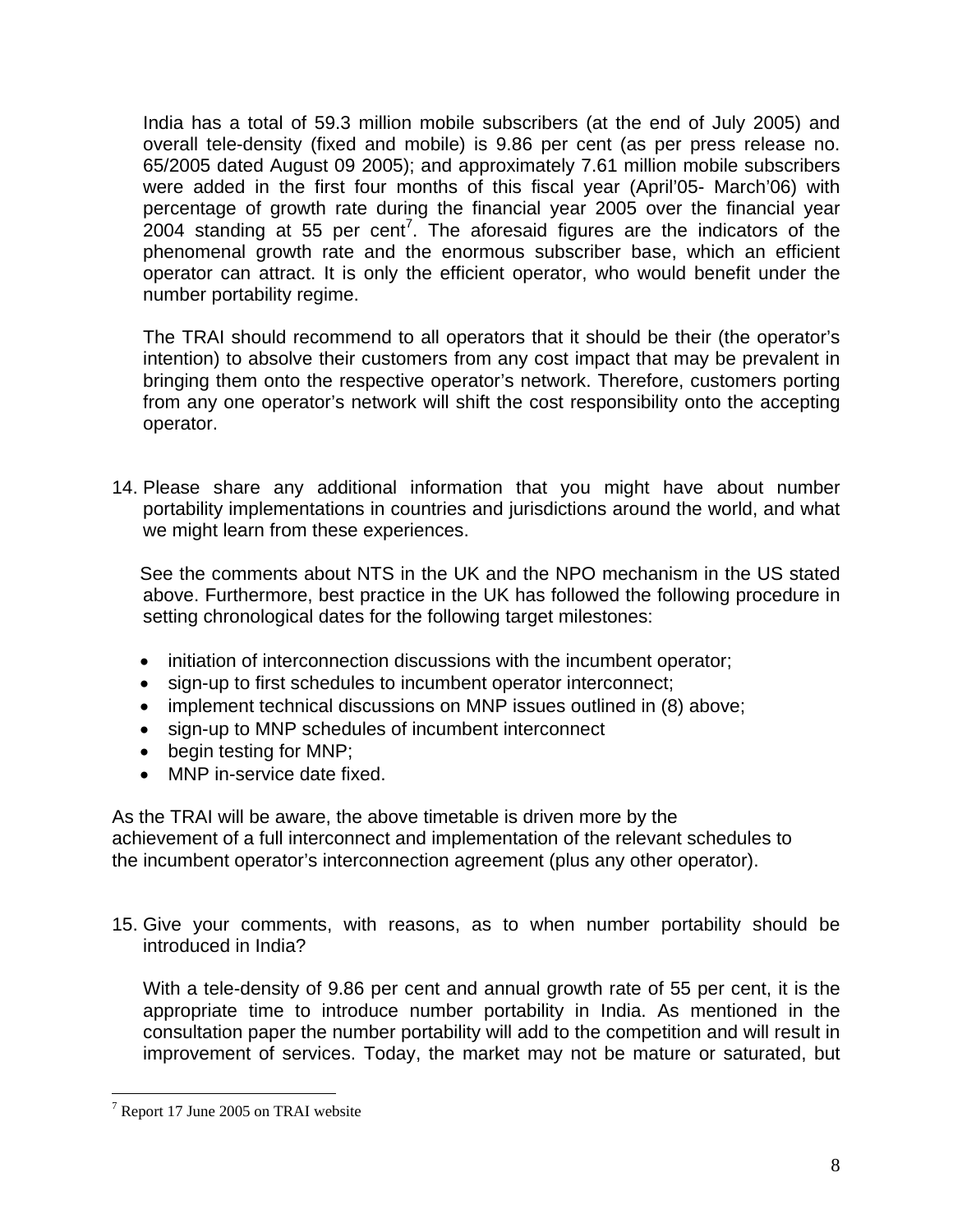India has a total of 59.3 million mobile subscribers (at the end of July 2005) and overall tele-density (fixed and mobile) is 9.86 per cent (as per press release no. 65/2005 dated August 09 2005); and approximately 7.61 million mobile subscribers were added in the first four months of this fiscal year (April'05- March'06) with percentage of growth rate during the financial year 2005 over the financial year 2004 standing at 55 per cent[7]. The aforesaid figures are the indicators of the phenomenal growth rate and the enormous subscriber base, which an efficient operator can attract. It is only the efficient operator, who would benefit under the number portability regime.

The TRAI should recommend to all operators that it should be their (the operator's intention) to absolve their customers from any cost impact that may be prevalent in bringing them onto the respective operator's network. Therefore, customers porting from any one operator's network will shift the cost responsibility onto the accepting operator.

14. Please share any additional information that you might have about number portability implementations in countries and jurisdictions around the world, and what we might learn from these experiences.

See the comments about NTS in the UK and the NPO mechanism in the US stated above. Furthermore, best practice in the UK has followed the following procedure in setting chronological dates for the following target milestones:

- initiation of interconnection discussions with the incumbent operator;
- sign-up to first schedules to incumbent operator interconnect;
- implement technical discussions on MNP issues outlined in (8) above;
- sign-up to MNP schedules of incumbent interconnect
- begin testing for MNP;
- MNP in-service date fixed.

As the TRAI will be aware, the above timetable is driven more by the achievement of a full interconnect and implementation of the relevant schedules to the incumbent operator's interconnection agreement (plus any other operator).

15. Give your comments, with reasons, as to when number portability should be introduced in India?

With a tele-density of 9.86 per cent and annual growth rate of 55 per cent, it is the appropriate time to introduce number portability in India. As mentioned in the consultation paper the number portability will add to the competition and will result in improvement of services. Today, the market may not be mature or saturated, but

[7] Report 17 June 2005 on TRAI website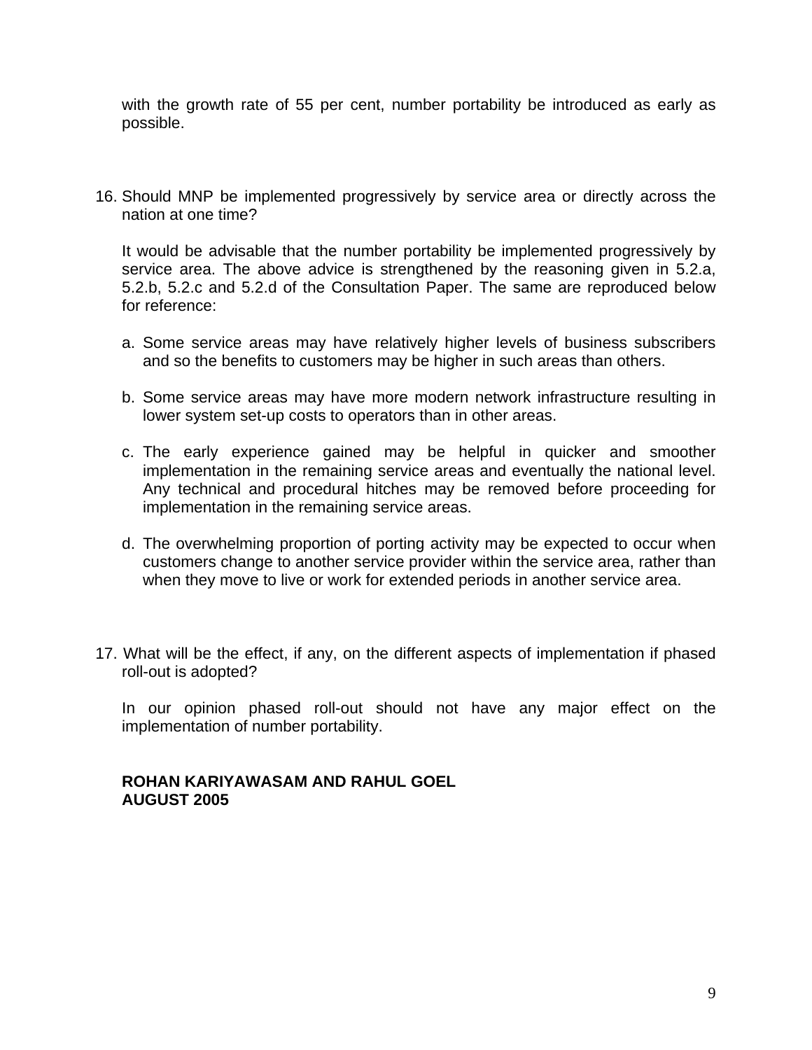with the growth rate of 55 per cent, number portability be introduced as early as possible.

16. Should MNP be implemented progressively by service area or directly across the nation at one time?

    It would be advisable that the number portability be implemented progressively by service area. The above advice is strengthened by the reasoning given in 5.2.a, 5.2.b, 5.2.c and 5.2.d of the Consultation Paper. The same are reproduced below for reference:

    a. Some service areas may have relatively higher levels of business subscribers and so the benefits to customers may be higher in such areas than others.

    b. Some service areas may have more modern network infrastructure resulting in lower system set-up costs to operators than in other areas.

    c. The early experience gained may be helpful in quicker and smoother implementation in the remaining service areas and eventually the national level. Any technical and procedural hitches may be removed before proceeding for implementation in the remaining service areas.

    d. The overwhelming proportion of porting activity may be expected to occur when customers change to another service provider within the service area, rather than when they move to live or work for extended periods in another service area.

17. What will be the effect, if any, on the different aspects of implementation if phased roll-out is adopted?

    In our opinion phased roll-out should not have any major effect on the implementation of number portability.

**ROHAN KARIYAWASAM AND RAHUL GOEL**
**AUGUST 2005**